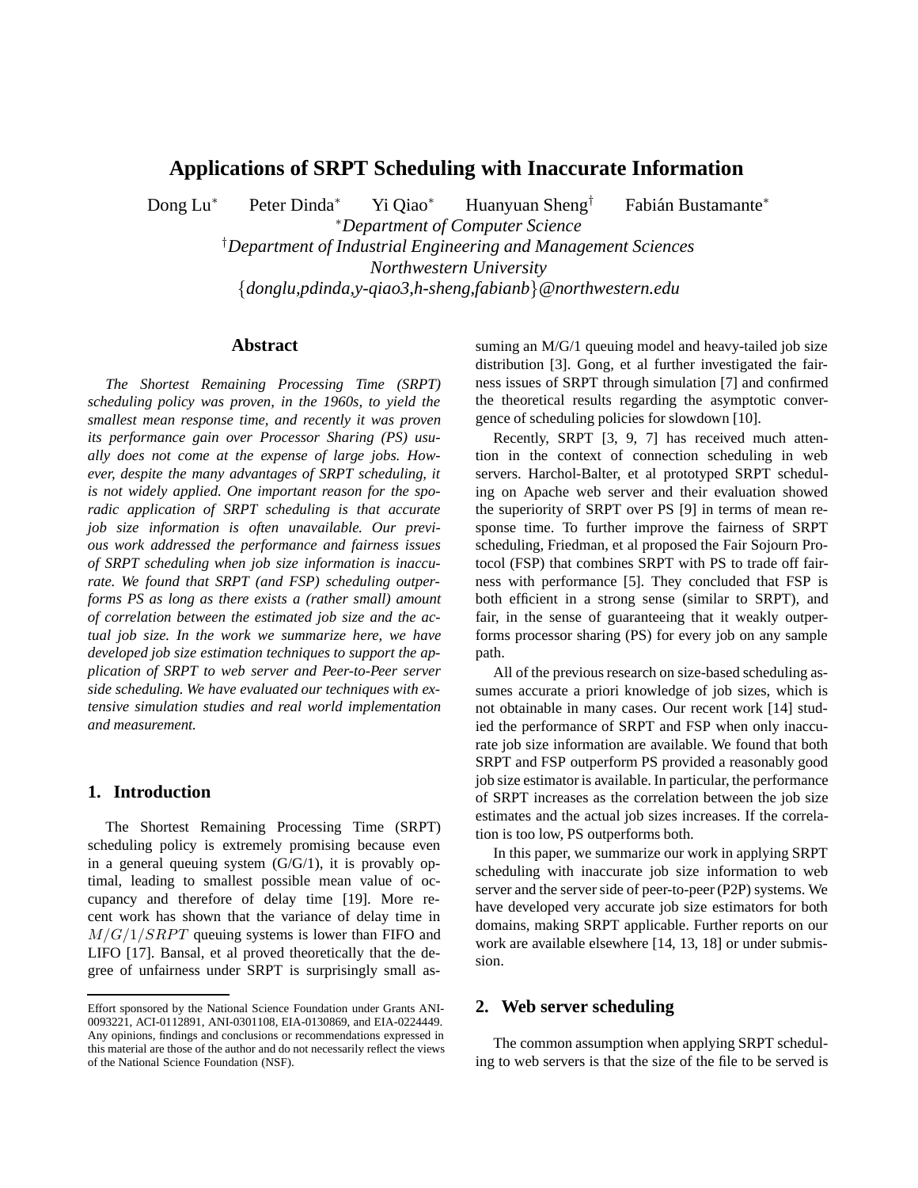# Applications of SRPT Scheduling with Inaccurate Information

Dong Lu[*] Peter Dinda[*] Yi Qiao[*] Huanyuan Sheng[†] Fabián Bustamante[*]

[*]*Department of Computer Science*

[†]*Department of Industrial Engineering and Management Sciences*

*Northwestern University*

{*donglu,pdinda,y-qiao3,h-sheng,fabianb*}*@northwestern.edu*

## Abstract

*The Shortest Remaining Processing Time (SRPT) scheduling policy was proven, in the 1960s, to yield the smallest mean response time, and recently it was proven its performance gain over Processor Sharing (PS) usually does not come at the expense of large jobs. However, despite the many advantages of SRPT scheduling, it is not widely applied. One important reason for the sporadic application of SRPT scheduling is that accurate job size information is often unavailable. Our previous work addressed the performance and fairness issues of SRPT scheduling when job size information is inaccurate. We found that SRPT (and FSP) scheduling outperforms PS as long as there exists a (rather small) amount of correlation between the estimated job size and the actual job size. In the work we summarize here, we have developed job size estimation techniques to support the application of SRPT to web server and Peer-to-Peer server side scheduling. We have evaluated our techniques with extensive simulation studies and real world implementation and measurement.*

## 1. Introduction

The Shortest Remaining Processing Time (SRPT) scheduling policy is extremely promising because even in a general queuing system (G/G/1), it is provably optimal, leading to smallest possible mean value of occupancy and therefore of delay time [19]. More recent work has shown that the variance of delay time in $M/G/1/SRPT$ queuing systems is lower than FIFO and LIFO [17]. Bansal, et al proved theoretically that the degree of unfairness under SRPT is surprisingly small assuming an M/G/1 queuing model and heavy-tailed job size distribution [3]. Gong, et al further investigated the fairness issues of SRPT through simulation [7] and confirmed the theoretical results regarding the asymptotic convergence of scheduling policies for slowdown [10].

Recently, SRPT [3, 9, 7] has received much attention in the context of connection scheduling in web servers. Harchol-Balter, et al prototyped SRPT scheduling on Apache web server and their evaluation showed the superiority of SRPT over PS [9] in terms of mean response time. To further improve the fairness of SRPT scheduling, Friedman, et al proposed the Fair Sojourn Protocol (FSP) that combines SRPT with PS to trade off fairness with performance [5]. They concluded that FSP is both efficient in a strong sense (similar to SRPT), and fair, in the sense of guaranteeing that it weakly outperforms processor sharing (PS) for every job on any sample path.

All of the previous research on size-based scheduling assumes accurate a priori knowledge of job sizes, which is not obtainable in many cases. Our recent work [14] studied the performance of SRPT and FSP when only inaccurate job size information are available. We found that both SRPT and FSP outperform PS provided a reasonably good job size estimator is available. In particular, the performance of SRPT increases as the correlation between the job size estimates and the actual job sizes increases. If the correlation is too low, PS outperforms both.

In this paper, we summarize our work in applying SRPT scheduling with inaccurate job size information to web server and the server side of peer-to-peer (P2P) systems. We have developed very accurate job size estimators for both domains, making SRPT applicable. Further reports on our work are available elsewhere [14, 13, 18] or under submission.

## 2. Web server scheduling

The common assumption when applying SRPT scheduling to web servers is that the size of the file to be served is

---

Effort sponsored by the National Science Foundation under Grants ANI-0093221, ACI-0112891, ANI-0301108, EIA-0130869, and EIA-0224449. Any opinions, findings and conclusions or recommendations expressed in this material are those of the author and do not necessarily reflect the views of the National Science Foundation (NSF).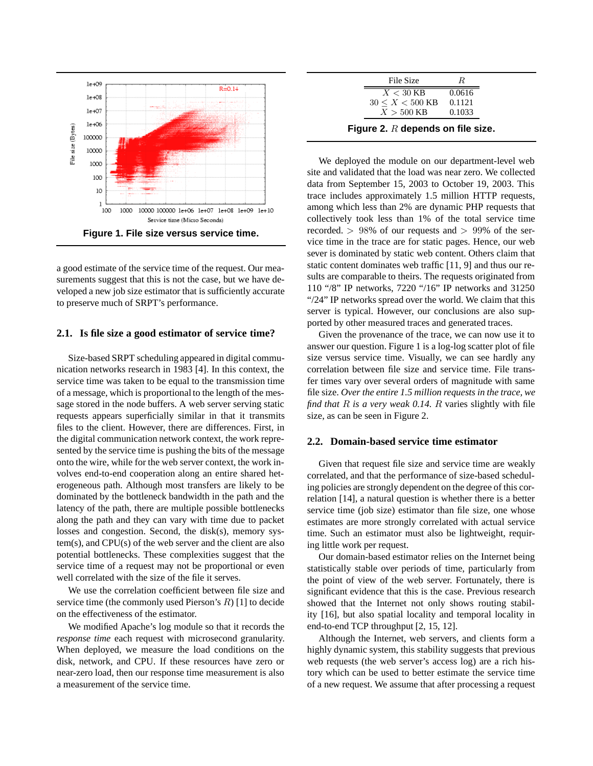Figure 1. File size versus service time.

| File Size | $R$ |
|---|---|
| $X < 30$ KB | 0.0616 |
| $30 \leq X < 500$ KB | 0.1121 |
| $X > 500$ KB | 0.1033 |

**Figure 2. $R$ depends on file size.**

a good estimate of the service time of the request. Our measurements suggest that this is not the case, but we have developed a new job size estimator that is sufficiently accurate to preserve much of SRPT's performance.

### 2.1. Is file size a good estimator of service time?

Size-based SRPT scheduling appeared in digital communication networks research in 1983 [4]. In this context, the service time was taken to be equal to the transmission time of a message, which is proportional to the length of the message stored in the node buffers. A web server serving static requests appears superficially similar in that it transmits files to the client. However, there are differences. First, in the digital communication network context, the work represented by the service time is pushing the bits of the message onto the wire, while for the web server context, the work involves end-to-end cooperation along an entire shared heterogeneous path. Although most transfers are likely to be dominated by the bottleneck bandwidth in the path and the latency of the path, there are multiple possible bottlenecks along the path and they can vary with time due to packet losses and congestion. Second, the disk(s), memory system(s), and CPU(s) of the web server and the client are also potential bottlenecks. These complexities suggest that the service time of a request may not be proportional or even well correlated with the size of the file it serves.

We use the correlation coefficient between file size and service time (the commonly used Pierson's $R$) [1] to decide on the effectiveness of the estimator.

We modified Apache's log module so that it records the *response time* each request with microsecond granularity. When deployed, we measure the load conditions on the disk, network, and CPU. If these resources have zero or near-zero load, then our response time measurement is also a measurement of the service time.

We deployed the module on our department-level web site and validated that the load was near zero. We collected data from September 15, 2003 to October 19, 2003. This trace includes approximately 1.5 million HTTP requests, among which less than 2% are dynamic PHP requests that collectively took less than 1% of the total service time recorded. $> 98\%$ of our requests and $> 99\%$ of the service time in the trace are for static pages. Hence, our web sever is dominated by static web content. Others claim that static content dominates web traffic [11, 9] and thus our results are comparable to theirs. The requests originated from 110 "/8" IP networks, 7220 "/16" IP networks and 31250 "/24" IP networks spread over the world. We claim that this server is typical. However, our conclusions are also supported by other measured traces and generated traces.

Given the provenance of the trace, we can now use it to answer our question. Figure 1 is a log-log scatter plot of file size versus service time. Visually, we can see hardly any correlation between file size and service time. File transfer times vary over several orders of magnitude with same file size. *Over the entire 1.5 million requests in the trace, we find that $R$ is a very weak 0.14.* $R$ varies slightly with file size, as can be seen in Figure 2.

### 2.2. Domain-based service time estimator

Given that request file size and service time are weakly correlated, and that the performance of size-based scheduling policies are strongly dependent on the degree of this correlation [14], a natural question is whether there is a better service time (job size) estimator than file size, one whose estimates are more strongly correlated with actual service time. Such an estimator must also be lightweight, requiring little work per request.

Our domain-based estimator relies on the Internet being statistically stable over periods of time, particularly from the point of view of the web server. Fortunately, there is significant evidence that this is the case. Previous research showed that the Internet not only shows routing stability [16], but also spatial locality and temporal locality in end-to-end TCP throughput [2, 15, 12].

Although the Internet, web servers, and clients form a highly dynamic system, this stability suggests that previous web requests (the web server's access log) are a rich history which can be used to better estimate the service time of a new request. We assume that after processing a request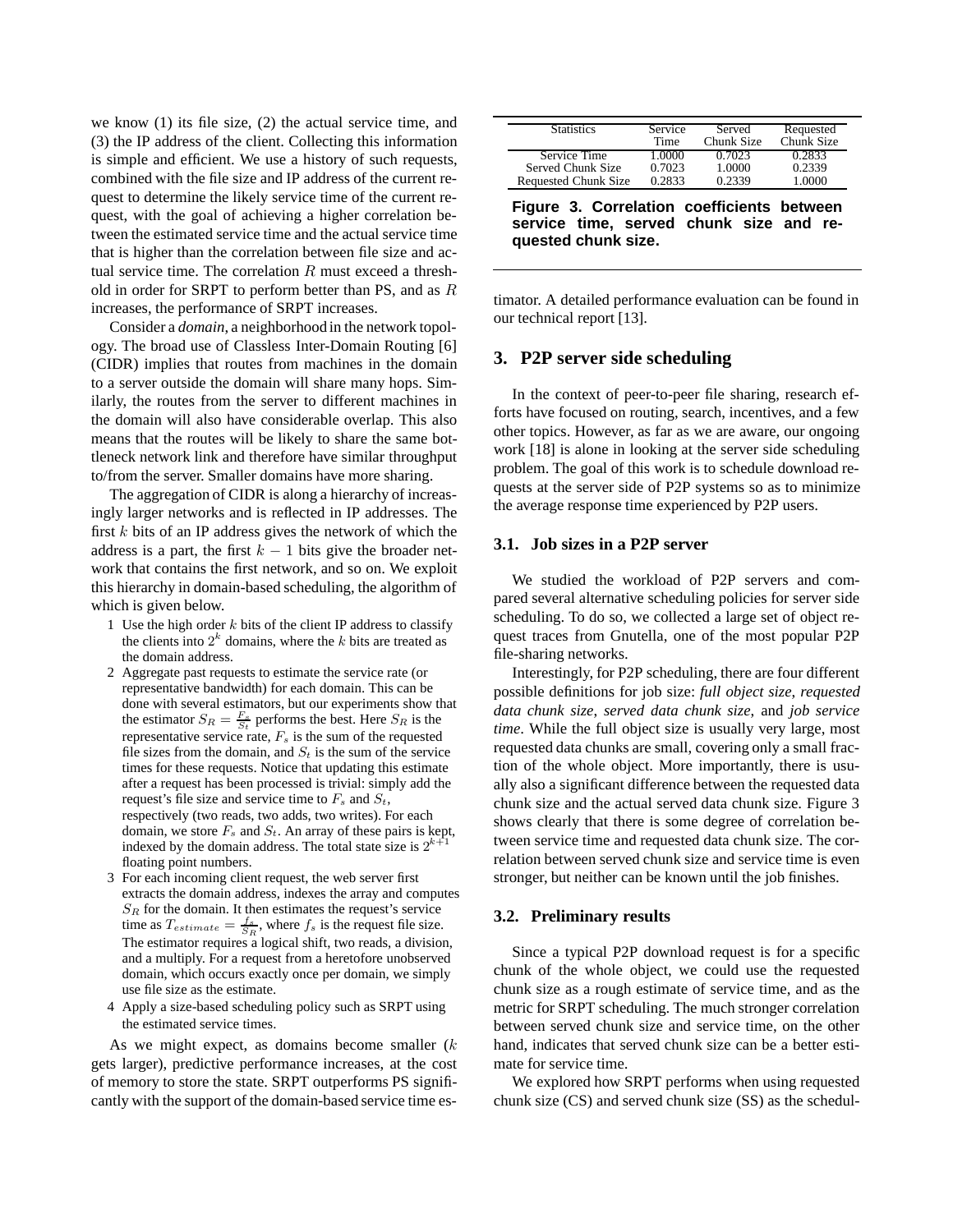we know (1) its file size, (2) the actual service time, and (3) the IP address of the client. Collecting this information is simple and efficient. We use a history of such requests, combined with the file size and IP address of the current request to determine the likely service time of the current request, with the goal of achieving a higher correlation between the estimated service time and the actual service time that is higher than the correlation between file size and actual service time. The correlation $R$ must exceed a threshold in order for SRPT to perform better than PS, and as $R$ increases, the performance of SRPT increases.

Consider a *domain*, a neighborhood in the network topology. The broad use of Classless Inter-Domain Routing [6] (CIDR) implies that routes from machines in the domain to a server outside the domain will share many hops. Similarly, the routes from the server to different machines in the domain will also have considerable overlap. This also means that the routes will be likely to share the same bottleneck network link and therefore have similar throughput to/from the server. Smaller domains have more sharing.

The aggregation of CIDR is along a hierarchy of increasingly larger networks and is reflected in IP addresses. The first $k$ bits of an IP address gives the network of which the address is a part, the first $k-1$ bits give the broader network that contains the first network, and so on. We exploit this hierarchy in domain-based scheduling, the algorithm of which is given below.

1. Use the high order $k$ bits of the client IP address to classify the clients into $2^k$ domains, where the $k$ bits are treated as the domain address.
2. Aggregate past requests to estimate the service rate (or representative bandwidth) for each domain. This can be done with several estimators, but our experiments show that the estimator $S_R = \frac{F_s}{S_t}$ performs the best. Here $S_R$ is the representative service rate, $F_s$ is the sum of the requested file sizes from the domain, and $S_t$ is the sum of the service times for these requests. Notice that updating this estimate after a request has been processed is trivial: simply add the request's file size and service time to $F_s$ and $S_t$, respectively (two reads, two adds, two writes). For each domain, we store $F_s$ and $S_t$. An array of these pairs is kept, indexed by the domain address. The total state size is $2^{k+1}$ floating point numbers.
3. For each incoming client request, the web server first extracts the domain address, indexes the array and computes $S_R$ for the domain. It then estimates the request's service time as $T_{estimate} = \frac{f_s}{S_R}$, where $f_s$ is the request file size. The estimator requires a logical shift, two reads, a division, and a multiply. For a request from a heretofore unobserved domain, which occurs exactly once per domain, we simply use file size as the estimate.
4. Apply a size-based scheduling policy such as SRPT using the estimated service times.

As we might expect, as domains become smaller ($k$ gets larger), predictive performance increases, at the cost of memory to store the state. SRPT outperforms PS significantly with the support of the domain-based service time estimator. A detailed performance evaluation can be found in our technical report [13].

| Statistics | Service Time | Served Chunk Size | Requested Chunk Size |
|---|---|---|---|
| Service Time | 1.0000 | 0.7023 | 0.2833 |
| Served Chunk Size | 0.7023 | 1.0000 | 0.2339 |
| Requested Chunk Size | 0.2833 | 0.2339 | 1.0000 |

**Figure 3. Correlation coefficients between service time, served chunk size and requested chunk size.**

## 3. P2P server side scheduling

In the context of peer-to-peer file sharing, research efforts have focused on routing, search, incentives, and a few other topics. However, as far as we are aware, our ongoing work [18] is alone in looking at the server side scheduling problem. The goal of this work is to schedule download requests at the server side of P2P systems so as to minimize the average response time experienced by P2P users.

### 3.1. Job sizes in a P2P server

We studied the workload of P2P servers and compared several alternative scheduling policies for server side scheduling. To do so, we collected a large set of object request traces from Gnutella, one of the most popular P2P file-sharing networks.

Interestingly, for P2P scheduling, there are four different possible definitions for job size: *full object size*, *requested data chunk size*, *served data chunk size*, and *job service time*. While the full object size is usually very large, most requested data chunks are small, covering only a small fraction of the whole object. More importantly, there is usually also a significant difference between the requested data chunk size and the actual served data chunk size. Figure 3 shows clearly that there is some degree of correlation between service time and requested data chunk size. The correlation between served chunk size and service time is even stronger, but neither can be known until the job finishes.

### 3.2. Preliminary results

Since a typical P2P download request is for a specific chunk of the whole object, we could use the requested chunk size as a rough estimate of service time, and as the metric for SRPT scheduling. The much stronger correlation between served chunk size and service time, on the other hand, indicates that served chunk size can be a better estimate for service time.

We explored how SRPT performs when using requested chunk size (CS) and served chunk size (SS) as the schedul-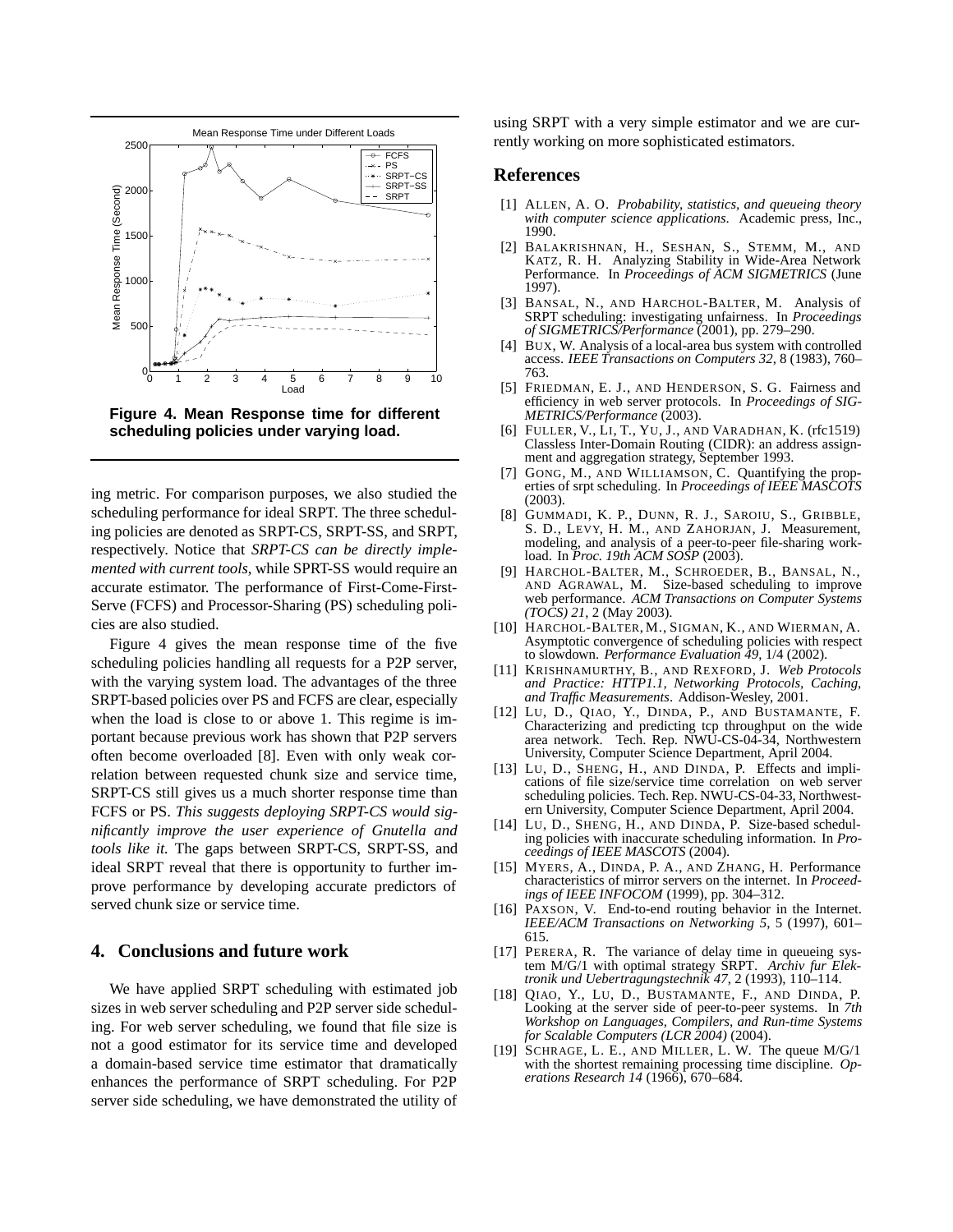Mean Response Time under Different Loads

Mean Response Time (Second)

2500
2000
1500
1000
500
0

0 1 2 3 4 5 6 7 8 9 10

Load

FCFS
PS
SRPT−CS
SRPT−SS
SRPT

**Figure 4. Mean Response time for different scheduling policies under varying load.**

ing metric. For comparison purposes, we also studied the scheduling performance for ideal SRPT. The three scheduling policies are denoted as SRPT-CS, SRPT-SS, and SRPT, respectively. Notice that *SRPT-CS can be directly implemented with current tools*, while SPRT-SS would require an accurate estimator. The performance of First-Come-First-Serve (FCFS) and Processor-Sharing (PS) scheduling policies are also studied.

Figure 4 gives the mean response time of the five scheduling policies handling all requests for a P2P server, with the varying system load. The advantages of the three SRPT-based policies over PS and FCFS are clear, especially when the load is close to or above 1. This regime is important because previous work has shown that P2P servers often become overloaded [8]. Even with only weak correlation between requested chunk size and service time, SRPT-CS still gives us a much shorter response time than FCFS or PS. *This suggests deploying SRPT-CS would significantly improve the user experience of Gnutella and tools like it.* The gaps between SRPT-CS, SRPT-SS, and ideal SRPT reveal that there is opportunity to further improve performance by developing accurate predictors of served chunk size or service time.

## 4. Conclusions and future work

We have applied SRPT scheduling with estimated job sizes in web server scheduling and P2P server side scheduling. For web server scheduling, we found that file size is not a good estimator for its service time and developed a domain-based service time estimator that dramatically enhances the performance of SRPT scheduling. For P2P server side scheduling, we have demonstrated the utility of using SRPT with a very simple estimator and we are currently working on more sophisticated estimators.

## References

[1] ALLEN, A. O. *Probability, statistics, and queueing theory with computer science applications*. Academic press, Inc., 1990.

[2] BALAKRISHNAN, H., SESHAN, S., STEMM, M., AND KATZ, R. H. Analyzing Stability in Wide-Area Network Performance. In *Proceedings of ACM SIGMETRICS* (June 1997).

[3] BANSAL, N., AND HARCHOL-BALTER, M. Analysis of SRPT scheduling: investigating unfairness. In *Proceedings of SIGMETRICS/Performance* (2001), pp. 279–290.

[4] BUX, W. Analysis of a local-area bus system with controlled access. *IEEE Transactions on Computers 32*, 8 (1983), 760–763.

[5] FRIEDMAN, E. J., AND HENDERSON, S. G. Fairness and efficiency in web server protocols. In *Proceedings of SIGMETRICS/Performance* (2003).

[6] FULLER, V., LI, T., YU, J., AND VARADHAN, K. (rfc1519) Classless Inter-Domain Routing (CIDR): an address assignment and aggregation strategy, September 1993.

[7] GONG, M., AND WILLIAMSON, C. Quantifying the properties of srpt scheduling. In *Proceedings of IEEE MASCOTS* (2003).

[8] GUMMADI, K. P., DUNN, R. J., SAROIU, S., GRIBBLE, S. D., LEVY, H. M., AND ZAHORJAN, J. Measurement, modeling, and analysis of a peer-to-peer file-sharing workload. In *Proc. 19th ACM SOSP* (2003).

[9] HARCHOL-BALTER, M., SCHROEDER, B., BANSAL, N., AND AGRAWAL, M. Size-based scheduling to improve web performance. *ACM Transactions on Computer Systems (TOCS) 21*, 2 (May 2003).

[10] HARCHOL-BALTER, M., SIGMAN, K., AND WIERMAN, A. Asymptotic convergence of scheduling policies with respect to slowdown. *Performance Evaluation 49*, 1/4 (2002).

[11] KRISHNAMURTHY, B., AND REXFORD, J. *Web Protocols and Practice: HTTP1.1, Networking Protocols, Caching, and Traffic Measurements*. Addison-Wesley, 2001.

[12] LU, D., QIAO, Y., DINDA, P., AND BUSTAMANTE, F. Characterizing and predicting tcp throughput on the wide area network. Tech. Rep. NWU-CS-04-34, Northwestern University, Computer Science Department, April 2004.

[13] LU, D., SHENG, H., AND DINDA, P. Effects and implications of file size/service time correlation on web server scheduling policies. Tech. Rep. NWU-CS-04-33, Northwestern University, Computer Science Department, April 2004.

[14] LU, D., SHENG, H., AND DINDA, P. Size-based scheduling policies with inaccurate scheduling information. In *Proceedings of IEEE MASCOTS* (2004).

[15] MYERS, A., DINDA, P. A., AND ZHANG, H. Performance characteristics of mirror servers on the internet. In *Proceedings of IEEE INFOCOM* (1999), pp. 304–312.

[16] PAXSON, V. End-to-end routing behavior in the Internet. *IEEE/ACM Transactions on Networking 5*, 5 (1997), 601–615.

[17] PERERA, R. The variance of delay time in queueing system M/G/1 with optimal strategy SRPT. *Archiv fur Elektronik und Uebertragungstechnik 47*, 2 (1993), 110–114.

[18] QIAO, Y., LU, D., BUSTAMANTE, F., AND DINDA, P. Looking at the server side of peer-to-peer systems. In *7th Workshop on Languages, Compilers, and Run-time Systems for Scalable Computers (LCR 2004)* (2004).

[19] SCHRAGE, L. E., AND MILLER, L. W. The queue M/G/1 with the shortest remaining processing time discipline. *Operations Research 14* (1966), 670–684.